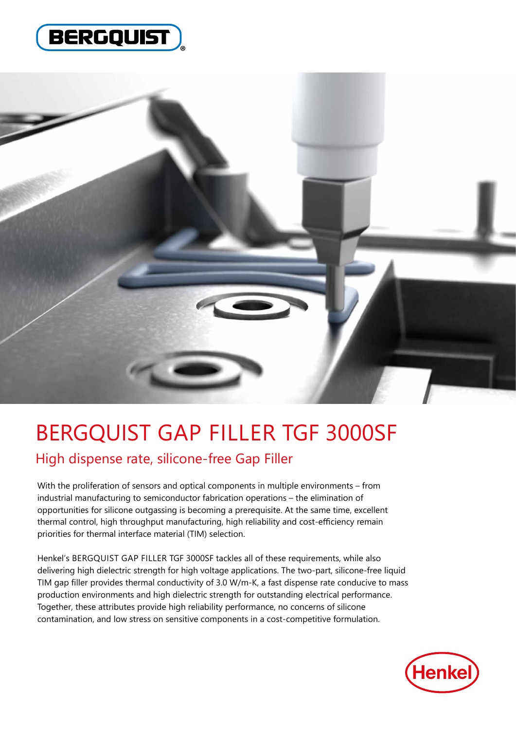# BERGQUIST GAP FILLER TGF 3000SF

## High dispense rate, silicone-free Gap Filler

With the proliferation of sensors and optical components in multiple environments – from industrial manufacturing to semiconductor fabrication operations – the elimination of opportunities for silicone outgassing is becoming a prerequisite. At the same time, excellent thermal control, high throughput manufacturing, high reliability and cost-efficiency remain priorities for thermal interface material (TIM) selection.

Henkel's BERGQUIST GAP FILLER TGF 3000SF tackles all of these requirements, while also delivering high dielectric strength for high voltage applications. The two-part, silicone-free liquid TIM gap filler provides thermal conductivity of 3.0 W/m-K, a fast dispense rate conducive to mass production environments and high dielectric strength for outstanding electrical performance. Together, these attributes provide high reliability performance, no concerns of silicone contamination, and low stress on sensitive components in a cost-competitive formulation.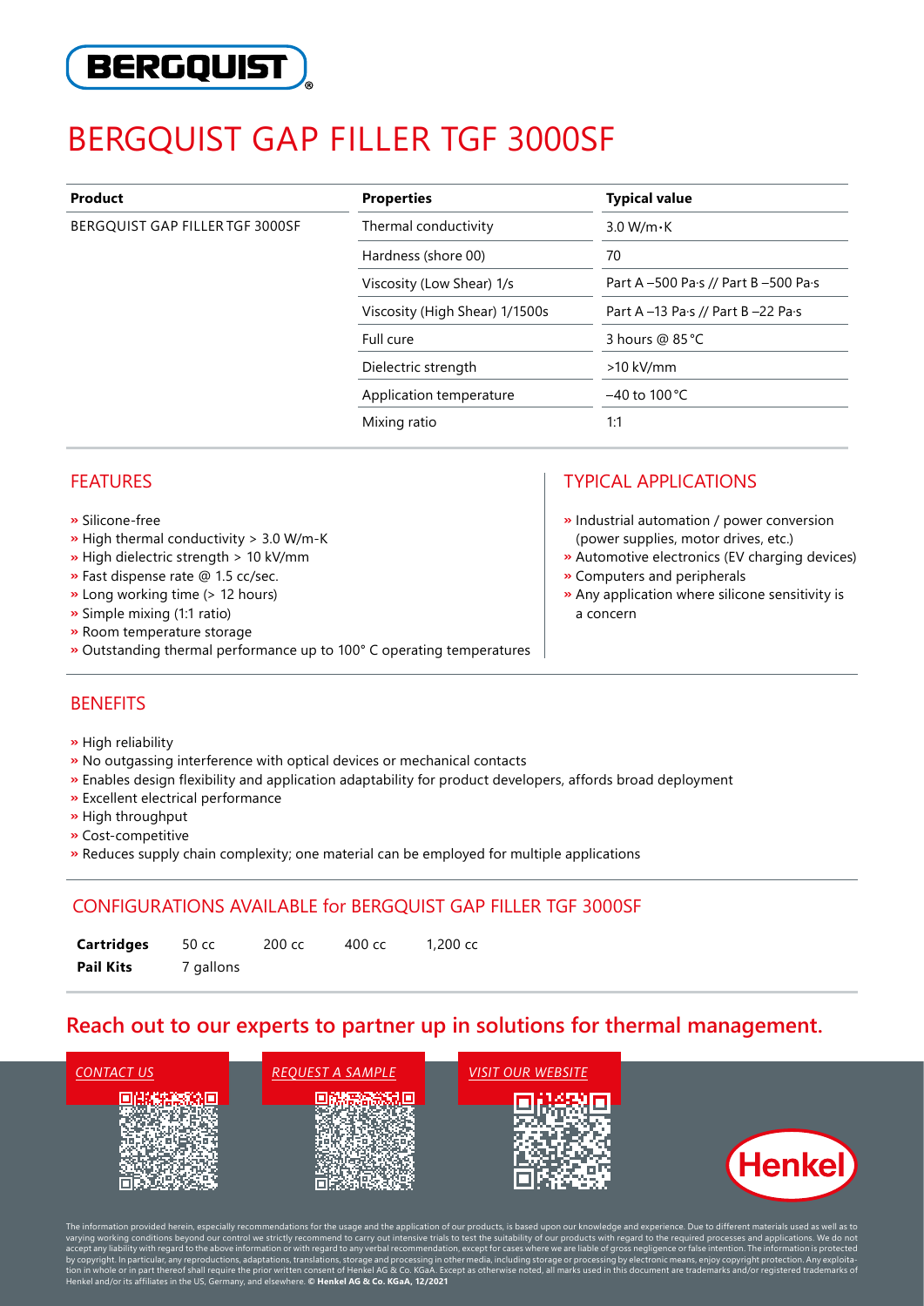# BERGQUIST GAP FILLER TGF 3000SF

| Product | Properties | Typical value |
|---|---|---|
| BERGQUIST GAP FILLER TGF 3000SF | Thermal conductivity | 3.0 W/m·K |
| | Hardness (shore 00) | 70 |
| | Viscosity (Low Shear) 1/s | Part A –500 Pa·s // Part B –500 Pa·s |
| | Viscosity (High Shear) 1/1500s | Part A –13 Pa·s // Part B –22 Pa·s |
| | Full cure | 3 hours @ 85 °C |
| | Dielectric strength | >10 kV/mm |
| | Application temperature | –40 to 100 °C |
| | Mixing ratio | 1:1 |

## FEATURES

- Silicone-free
- High thermal conductivity > 3.0 W/m-K
- High dielectric strength > 10 kV/mm
- Fast dispense rate @ 1.5 cc/sec.
- Long working time (> 12 hours)
- Simple mixing (1:1 ratio)
- Room temperature storage
- Outstanding thermal performance up to 100° C operating temperatures

## TYPICAL APPLICATIONS

- Industrial automation / power conversion (power supplies, motor drives, etc.)
- Automotive electronics (EV charging devices)
- Computers and peripherals
- Any application where silicone sensitivity is a concern

## BENEFITS

- High reliability
- No outgassing interference with optical devices or mechanical contacts
- Enables design flexibility and application adaptability for product developers, affords broad deployment
- Excellent electrical performance
- High throughput
- Cost-competitive
- Reduces supply chain complexity; one material can be employed for multiple applications

## CONFIGURATIONS AVAILABLE for BERGQUIST GAP FILLER TGF 3000SF

| | | | | |
|---|---|---|---|---|
| **Cartridges** | 50 cc | 200 cc | 400 cc | 1,200 cc |
| **Pail Kits** | 7 gallons | | | |

## Reach out to our experts to partner up in solutions for thermal management.

*CONTACT US* *REQUEST A SAMPLE* *VISIT OUR WEBSITE*

The information provided herein, especially recommendations for the usage and the application of our products, is based upon our knowledge and experience. Due to different materials used as well as to varying working conditions beyond our control we strictly recommend to carry out intensive trials to test the suitability of our products with regard to the required processes and applications. We do not accept any liability with regard to the above information or with regard to any verbal recommendation, except for cases where we are liable of gross negligence or false intention. The information is protected by copyright. In particular, any reproductions, adaptations, translations, storage and processing in other media, including storage or processing by electronic means, enjoy copyright protection. Any exploitation in whole or in part thereof shall require the prior written consent of Henkel AG & Co. KGaA. Except as otherwise noted, all marks used in this document are trademarks and/or registered trademarks of Henkel and/or its affiliates in the US, Germany, and elsewhere. **© Henkel AG & Co. KGaA, 12/2021**